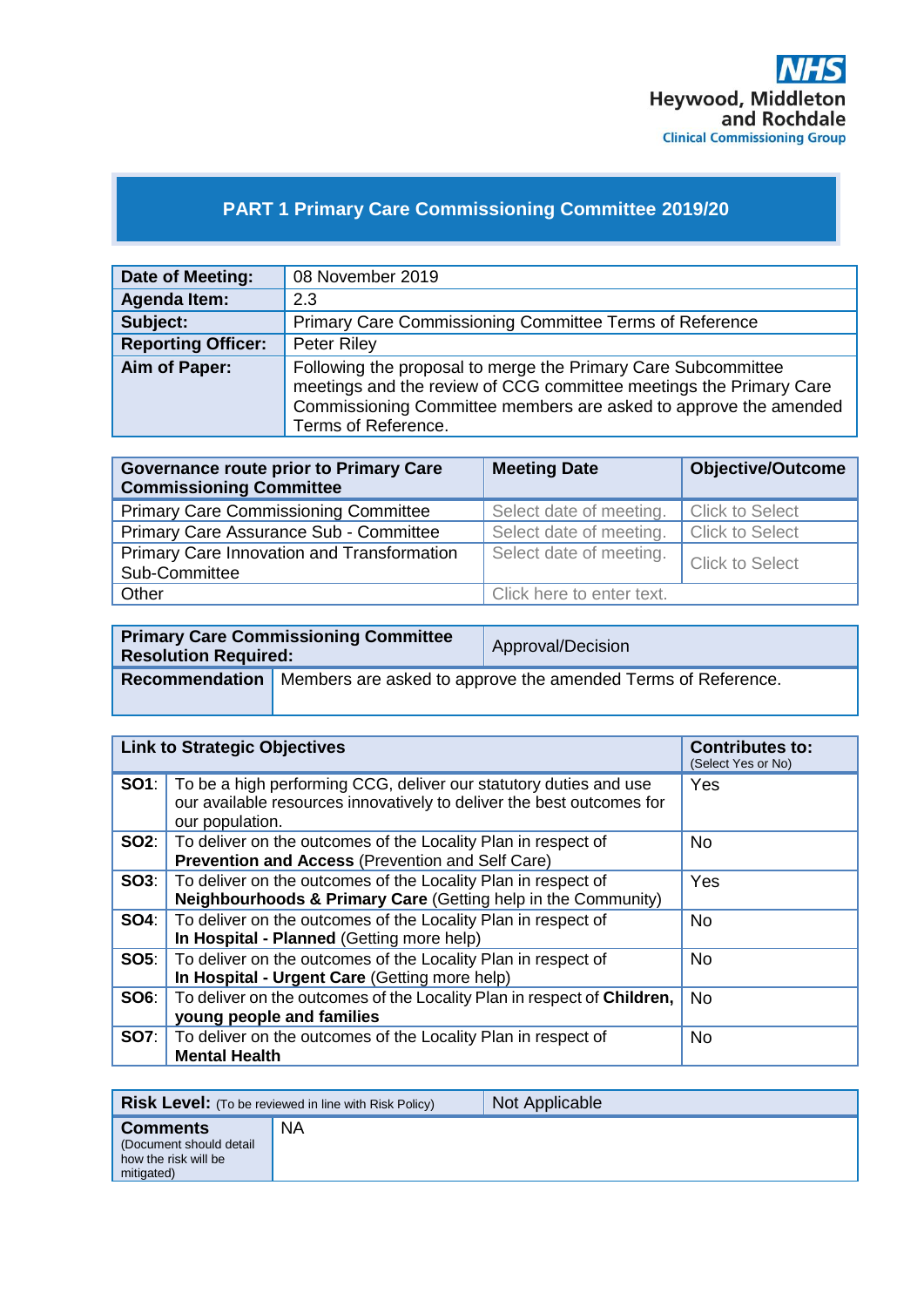NHS
Heywood, Middleton and Rochdale
Clinical Commissioning Group

# PART 1 Primary Care Commissioning Committee 2019/20

| | |
|---|---|
| **Date of Meeting:** | 08 November 2019 |
| **Agenda Item:** | 2.3 |
| **Subject:** | Primary Care Commissioning Committee Terms of Reference |
| **Reporting Officer:** | Peter Riley |
| **Aim of Paper:** | Following the proposal to merge the Primary Care Subcommittee meetings and the review of CCG committee meetings the Primary Care Commissioning Committee members are asked to approve the amended Terms of Reference. |

| **Governance route prior to Primary Care Commissioning Committee** | **Meeting Date** | **Objective/Outcome** |
|---|---|---|
| Primary Care Commissioning Committee | Select date of meeting. | Click to Select |
| Primary Care Assurance Sub - Committee | Select date of meeting. | Click to Select |
| Primary Care Innovation and Transformation Sub-Committee | Select date of meeting. | Click to Select |
| Other | Click here to enter text. | |

| | |
|---|---|
| **Primary Care Commissioning Committee Resolution Required:** | Approval/Decision |
| **Recommendation** | Members are asked to approve the amended Terms of Reference. |

| **Link to Strategic Objectives** | | **Contributes to:** (Select Yes or No) |
|---|---|---|
| **SO1**: | To be a high performing CCG, deliver our statutory duties and use our available resources innovatively to deliver the best outcomes for our population. | Yes |
| **SO2**: | To deliver on the outcomes of the Locality Plan in respect of **Prevention and Access** (Prevention and Self Care) | No |
| **SO3**: | To deliver on the outcomes of the Locality Plan in respect of **Neighbourhoods & Primary Care** (Getting help in the Community) | Yes |
| **SO4**: | To deliver on the outcomes of the Locality Plan in respect of **In Hospital - Planned** (Getting more help) | No |
| **SO5**: | To deliver on the outcomes of the Locality Plan in respect of **In Hospital - Urgent Care** (Getting more help) | No |
| **SO6**: | To deliver on the outcomes of the Locality Plan in respect of **Children, young people and families** | No |
| **SO7**: | To deliver on the outcomes of the Locality Plan in respect of **Mental Health** | No |

| | |
|---|---|
| **Risk Level:** (To be reviewed in line with Risk Policy) | Not Applicable |
| **Comments** (Document should detail how the risk will be mitigated) | NA |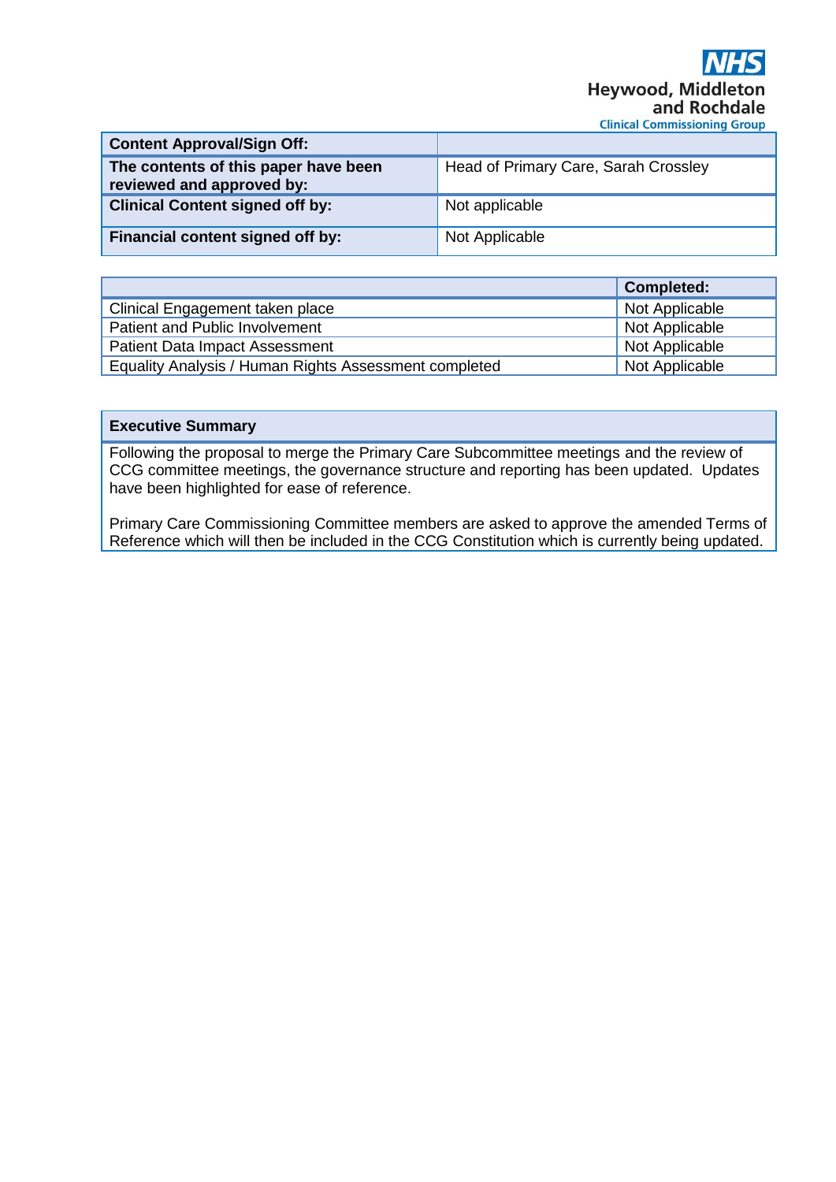| Content Approval/Sign Off: | |
|---|---|
| **The contents of this paper have been reviewed and approved by:** | Head of Primary Care, Sarah Crossley |
| **Clinical Content signed off by:** | Not applicable |
| **Financial content signed off by:** | Not Applicable |

| | Completed: |
|---|---|
| Clinical Engagement taken place | Not Applicable |
| Patient and Public Involvement | Not Applicable |
| Patient Data Impact Assessment | Not Applicable |
| Equality Analysis / Human Rights Assessment completed | Not Applicable |

**Executive Summary**

Following the proposal to merge the Primary Care Subcommittee meetings and the review of CCG committee meetings, the governance structure and reporting has been updated. Updates have been highlighted for ease of reference.

Primary Care Commissioning Committee members are asked to approve the amended Terms of Reference which will then be included in the CCG Constitution which is currently being updated.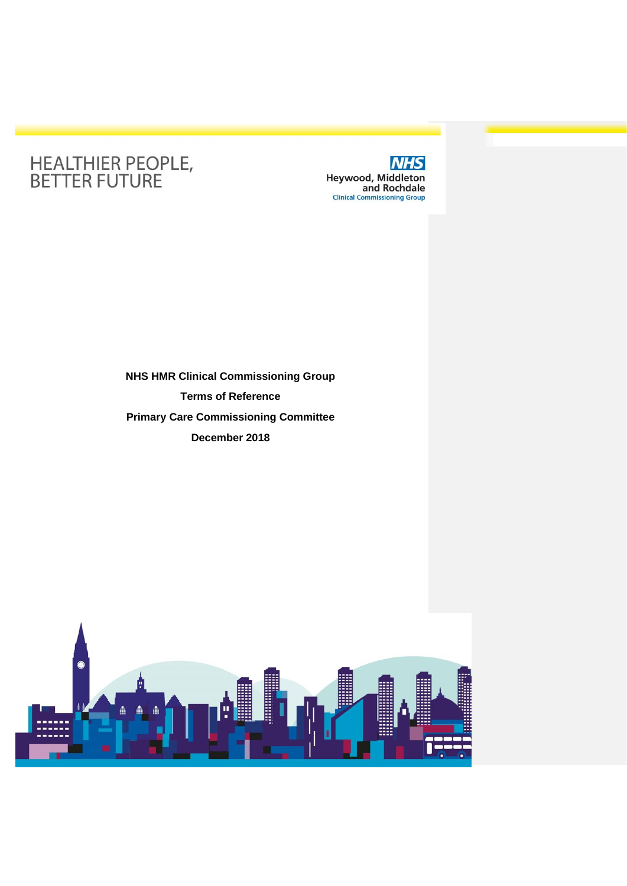HEALTHIER PEOPLE, BETTER FUTURE

NHS Heywood, Middleton and Rochdale Clinical Commissioning Group

**NHS HMR Clinical Commissioning Group**

**Terms of Reference**

**Primary Care Commissioning Committee**

**December 2018**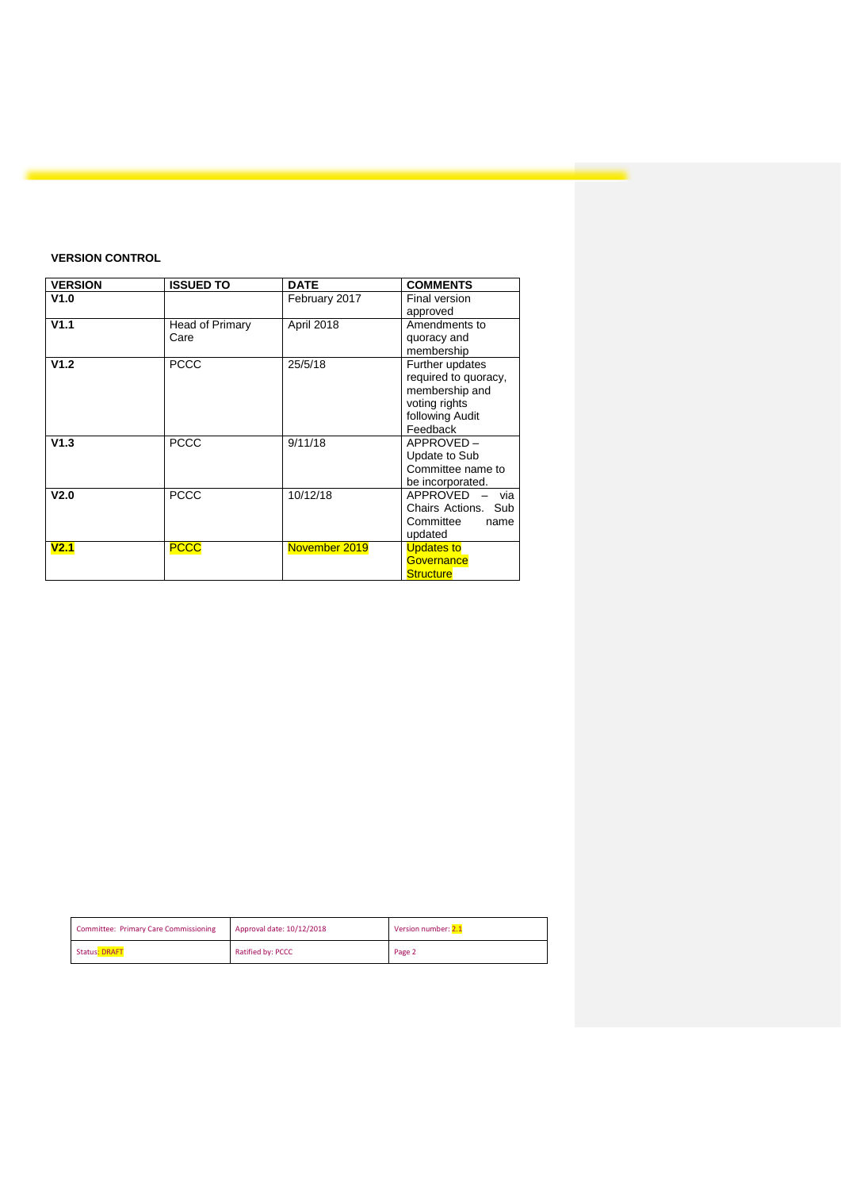**VERSION CONTROL**

| **VERSION** | **ISSUED TO** | **DATE** | **COMMENTS** |
|---|---|---|---|
| **V1.0** | | February 2017 | Final version approved |
| **V1.1** | Head of Primary Care | April 2018 | Amendments to quoracy and membership |
| **V1.2** | PCCC | 25/5/18 | Further updates required to quoracy, membership and voting rights following Audit Feedback |
| **V1.3** | PCCC | 9/11/18 | APPROVED – Update to Sub Committee name to be incorporated. |
| **V2.0** | PCCC | 10/12/18 | APPROVED – via Chairs Actions. Sub Committee name updated |
| **V2.1** | PCCC | November 2019 | Updates to Governance Structure |

| Committee: Primary Care Commissioning | Approval date: 10/12/2018 | Version number: 2.1 |
|---|---|---|
| Status: DRAFT | Ratified by: PCCC | |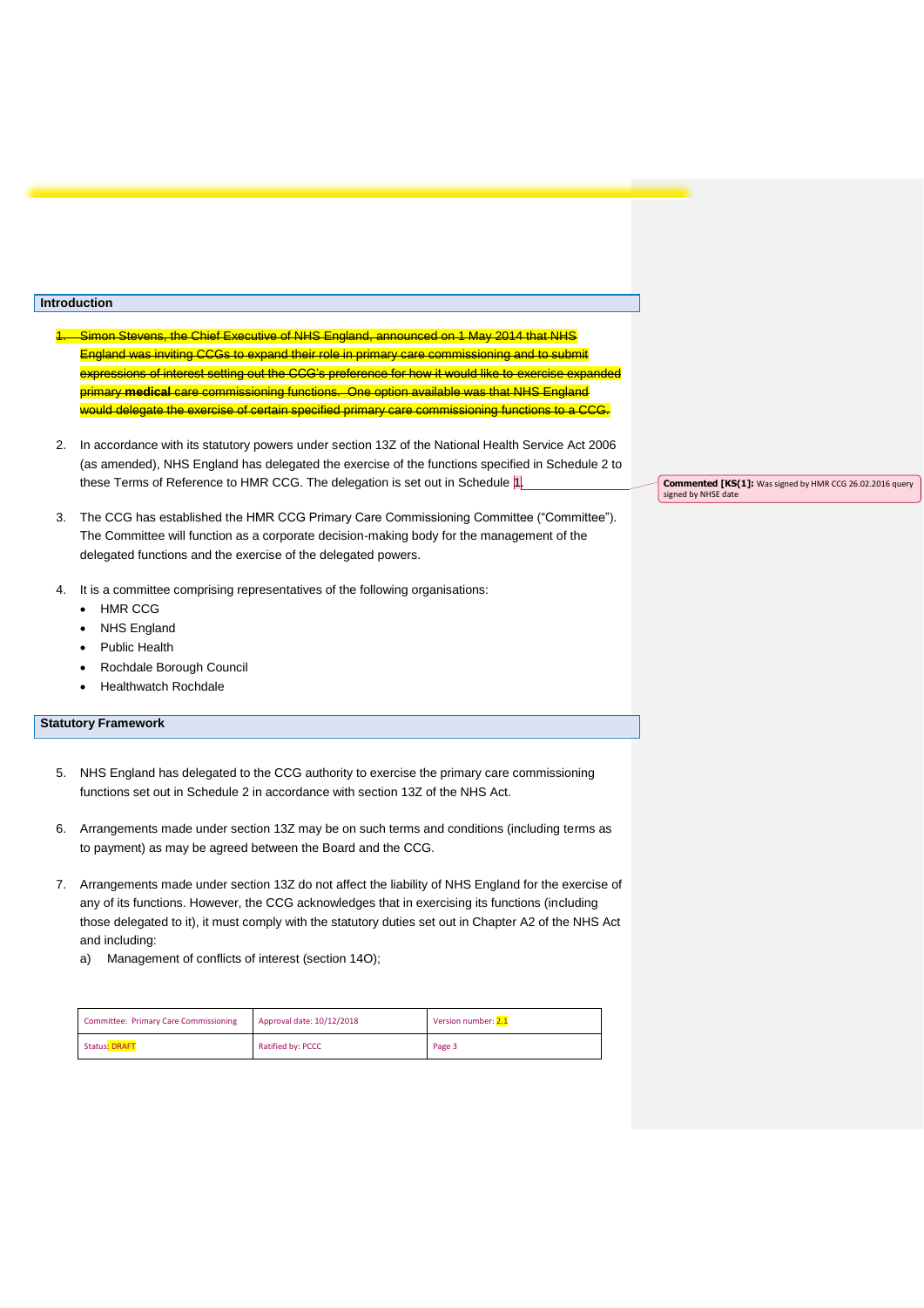## Introduction

1. ~~Simon Stevens, the Chief Executive of NHS England, announced on 1 May 2014 that NHS England was inviting CCGs to expand their role in primary care commissioning and to submit expressions of interest setting out the CCG's preference for how it would like to exercise expanded primary **medical** care commissioning functions. One option available was that NHS England would delegate the exercise of certain specified primary care commissioning functions to a CCG.~~

2. In accordance with its statutory powers under section 13Z of the National Health Service Act 2006 (as amended), NHS England has delegated the exercise of the functions specified in Schedule 2 to these Terms of Reference to HMR CCG. The delegation is set out in Schedule 1.

Commented [KS(1]: Was signed by HMR CCG 26.02.2016 query signed by NHSE date

3. The CCG has established the HMR CCG Primary Care Commissioning Committee ("Committee"). The Committee will function as a corporate decision-making body for the management of the delegated functions and the exercise of the delegated powers.

4. It is a committee comprising representatives of the following organisations:
   - HMR CCG
   - NHS England
   - Public Health
   - Rochdale Borough Council
   - Healthwatch Rochdale

## Statutory Framework

5. NHS England has delegated to the CCG authority to exercise the primary care commissioning functions set out in Schedule 2 in accordance with section 13Z of the NHS Act.

6. Arrangements made under section 13Z may be on such terms and conditions (including terms as to payment) as may be agreed between the Board and the CCG.

7. Arrangements made under section 13Z do not affect the liability of NHS England for the exercise of any of its functions. However, the CCG acknowledges that in exercising its functions (including those delegated to it), it must comply with the statutory duties set out in Chapter A2 of the NHS Act and including:
   a) Management of conflicts of interest (section 14O);

| Committee: Primary Care Commissioning | Approval date: 10/12/2018 | Version number: 2.1 |
|---|---|---|
| Status: DRAFT | Ratified by: PCCC | |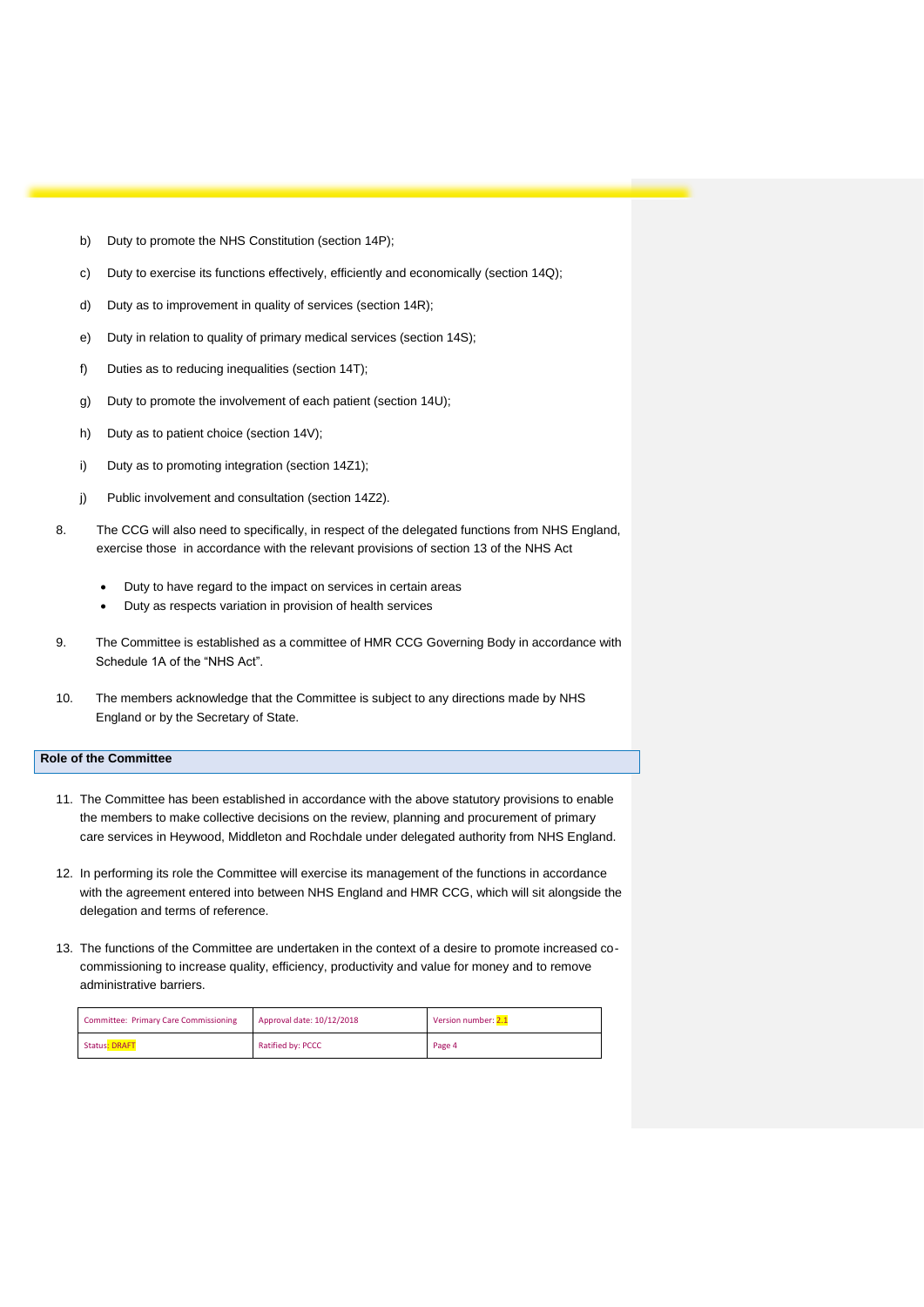b) Duty to promote the NHS Constitution (section 14P);

c) Duty to exercise its functions effectively, efficiently and economically (section 14Q);

d) Duty as to improvement in quality of services (section 14R);

e) Duty in relation to quality of primary medical services (section 14S);

f) Duties as to reducing inequalities (section 14T);

g) Duty to promote the involvement of each patient (section 14U);

h) Duty as to patient choice (section 14V);

i) Duty as to promoting integration (section 14Z1);

j) Public involvement and consultation (section 14Z2).

8. The CCG will also need to specifically, in respect of the delegated functions from NHS England, exercise those in accordance with the relevant provisions of section 13 of the NHS Act

   - Duty to have regard to the impact on services in certain areas
   - Duty as respects variation in provision of health services

9. The Committee is established as a committee of HMR CCG Governing Body in accordance with Schedule 1A of the "NHS Act".

10. The members acknowledge that the Committee is subject to any directions made by NHS England or by the Secretary of State.

## Role of the Committee

11. The Committee has been established in accordance with the above statutory provisions to enable the members to make collective decisions on the review, planning and procurement of primary care services in Heywood, Middleton and Rochdale under delegated authority from NHS England.

12. In performing its role the Committee will exercise its management of the functions in accordance with the agreement entered into between NHS England and HMR CCG, which will sit alongside the delegation and terms of reference.

13. The functions of the Committee are undertaken in the context of a desire to promote increased co-commissioning to increase quality, efficiency, productivity and value for money and to remove administrative barriers.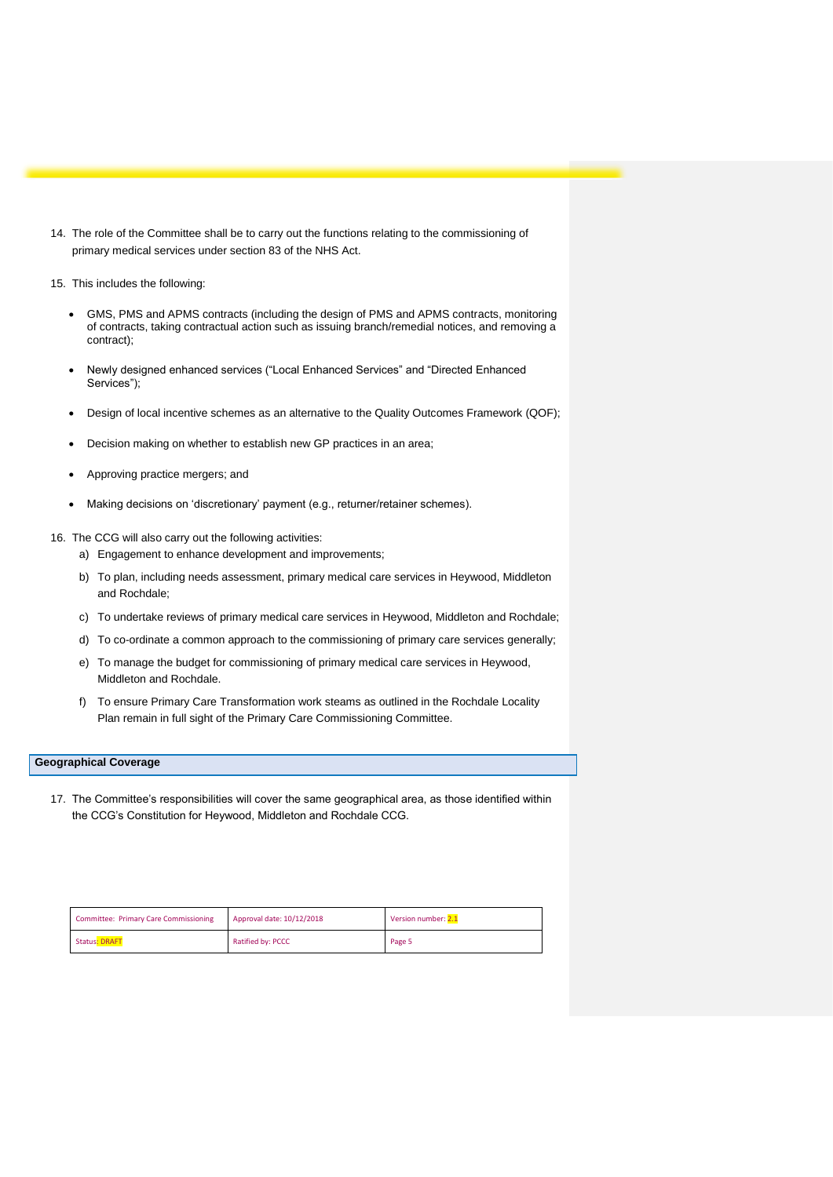14. The role of the Committee shall be to carry out the functions relating to the commissioning of primary medical services under section 83 of the NHS Act.

15. This includes the following:

- GMS, PMS and APMS contracts (including the design of PMS and APMS contracts, monitoring of contracts, taking contractual action such as issuing branch/remedial notices, and removing a contract);
- Newly designed enhanced services ("Local Enhanced Services" and "Directed Enhanced Services");
- Design of local incentive schemes as an alternative to the Quality Outcomes Framework (QOF);
- Decision making on whether to establish new GP practices in an area;
- Approving practice mergers; and
- Making decisions on 'discretionary' payment (e.g., returner/retainer schemes).

16. The CCG will also carry out the following activities:
    a) Engagement to enhance development and improvements;
    b) To plan, including needs assessment, primary medical care services in Heywood, Middleton and Rochdale;
    c) To undertake reviews of primary medical care services in Heywood, Middleton and Rochdale;
    d) To co-ordinate a common approach to the commissioning of primary care services generally;
    e) To manage the budget for commissioning of primary medical care services in Heywood, Middleton and Rochdale.
    f) To ensure Primary Care Transformation work steams as outlined in the Rochdale Locality Plan remain in full sight of the Primary Care Commissioning Committee.

## Geographical Coverage

17. The Committee's responsibilities will cover the same geographical area, as those identified within the CCG's Constitution for Heywood, Middleton and Rochdale CCG.

| Committee: Primary Care Commissioning | Approval date: 10/12/2018 | Version number: 2.1 |
|---|---|---|
| Status: DRAFT | Ratified by: PCCC | Page 5 |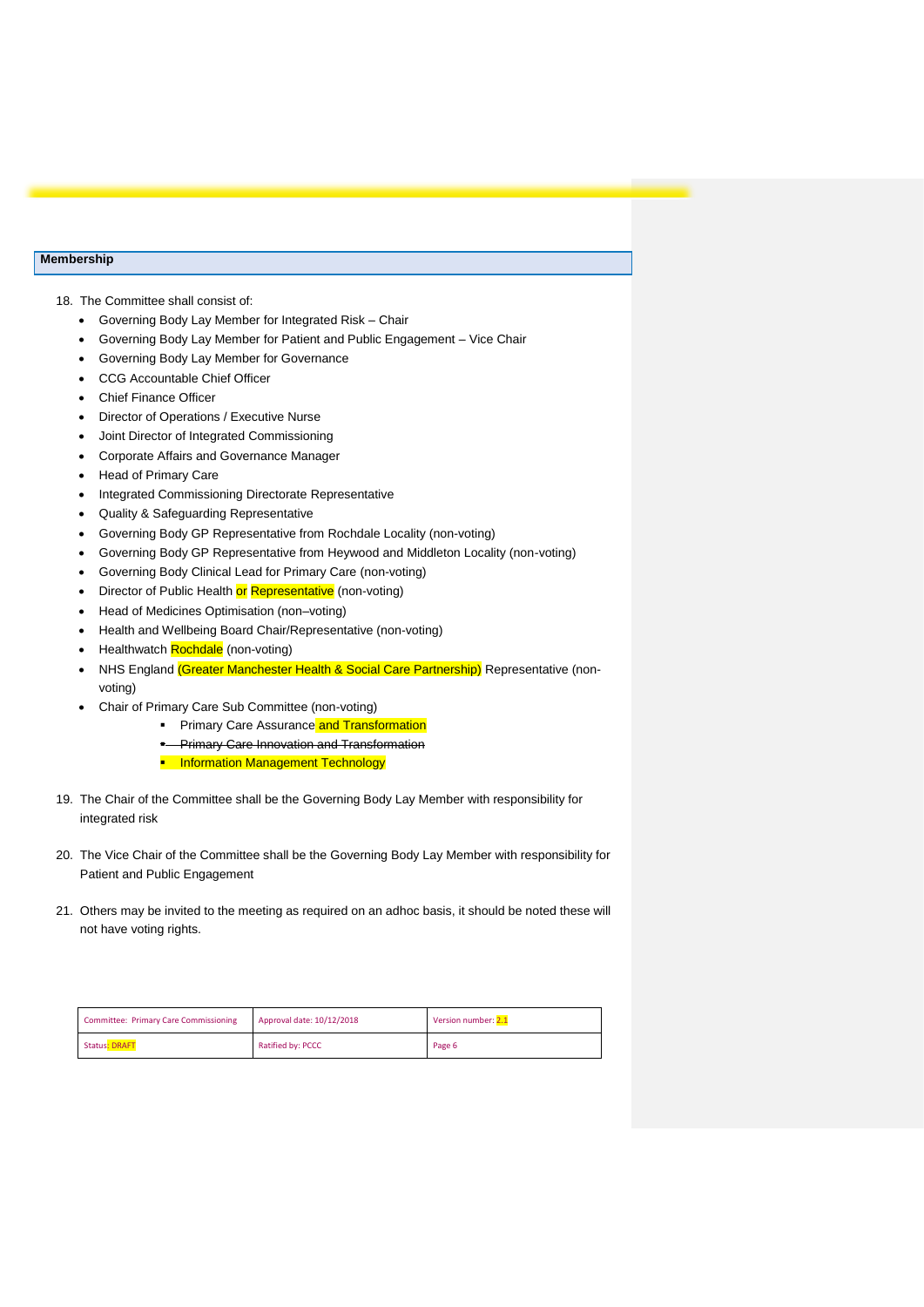## Membership

18. The Committee shall consist of:
    - Governing Body Lay Member for Integrated Risk – Chair
    - Governing Body Lay Member for Patient and Public Engagement – Vice Chair
    - Governing Body Lay Member for Governance
    - CCG Accountable Chief Officer
    - Chief Finance Officer
    - Director of Operations / Executive Nurse
    - Joint Director of Integrated Commissioning
    - Corporate Affairs and Governance Manager
    - Head of Primary Care
    - Integrated Commissioning Directorate Representative
    - Quality & Safeguarding Representative
    - Governing Body GP Representative from Rochdale Locality (non-voting)
    - Governing Body GP Representative from Heywood and Middleton Locality (non-voting)
    - Governing Body Clinical Lead for Primary Care (non-voting)
    - Director of Public Health or Representative (non-voting)
    - Head of Medicines Optimisation (non–voting)
    - Health and Wellbeing Board Chair/Representative (non-voting)
    - Healthwatch Rochdale (non-voting)
    - NHS England (Greater Manchester Health & Social Care Partnership) Representative (non-voting)
    - Chair of Primary Care Sub Committee (non-voting)
        - Primary Care Assurance and Transformation
        - ~~Primary Care Innovation and Transformation~~
        - Information Management Technology

19. The Chair of the Committee shall be the Governing Body Lay Member with responsibility for integrated risk

20. The Vice Chair of the Committee shall be the Governing Body Lay Member with responsibility for Patient and Public Engagement

21. Others may be invited to the meeting as required on an adhoc basis, it should be noted these will not have voting rights.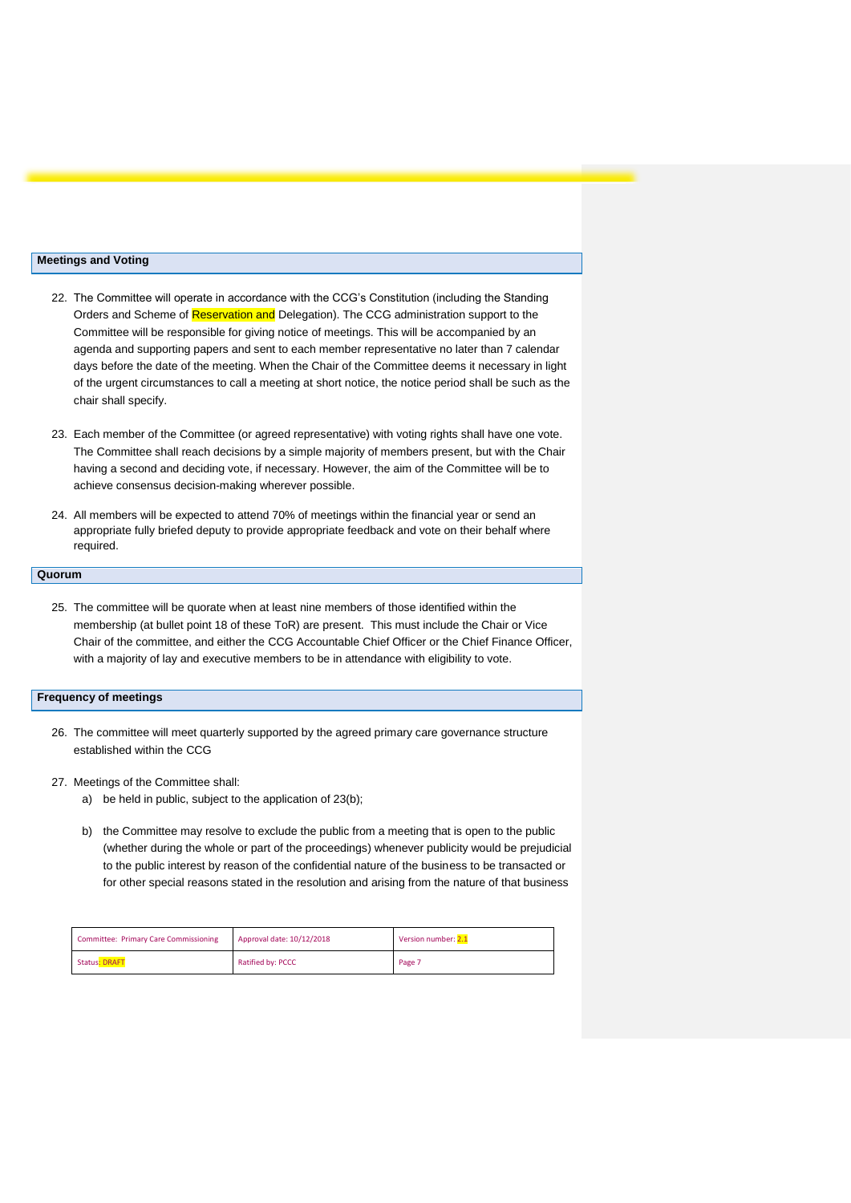## Meetings and Voting

22. The Committee will operate in accordance with the CCG's Constitution (including the Standing Orders and Scheme of Reservation and Delegation). The CCG administration support to the Committee will be responsible for giving notice of meetings. This will be accompanied by an agenda and supporting papers and sent to each member representative no later than 7 calendar days before the date of the meeting. When the Chair of the Committee deems it necessary in light of the urgent circumstances to call a meeting at short notice, the notice period shall be such as the chair shall specify.

23. Each member of the Committee (or agreed representative) with voting rights shall have one vote. The Committee shall reach decisions by a simple majority of members present, but with the Chair having a second and deciding vote, if necessary. However, the aim of the Committee will be to achieve consensus decision-making wherever possible.

24. All members will be expected to attend 70% of meetings within the financial year or send an appropriate fully briefed deputy to provide appropriate feedback and vote on their behalf where required.

## Quorum

25. The committee will be quorate when at least nine members of those identified within the membership (at bullet point 18 of these ToR) are present. This must include the Chair or Vice Chair of the committee, and either the CCG Accountable Chief Officer or the Chief Finance Officer, with a majority of lay and executive members to be in attendance with eligibility to vote.

## Frequency of meetings

26. The committee will meet quarterly supported by the agreed primary care governance structure established within the CCG

27. Meetings of the Committee shall:
    a) be held in public, subject to the application of 23(b);

    b) the Committee may resolve to exclude the public from a meeting that is open to the public (whether during the whole or part of the proceedings) whenever publicity would be prejudicial to the public interest by reason of the confidential nature of the business to be transacted or for other special reasons stated in the resolution and arising from the nature of that business

| Committee: Primary Care Commissioning | Approval date: 10/12/2018 | Version number: 2.1 |
|---|---|---|
| Status: DRAFT | Ratified by: PCCC | Page 7 |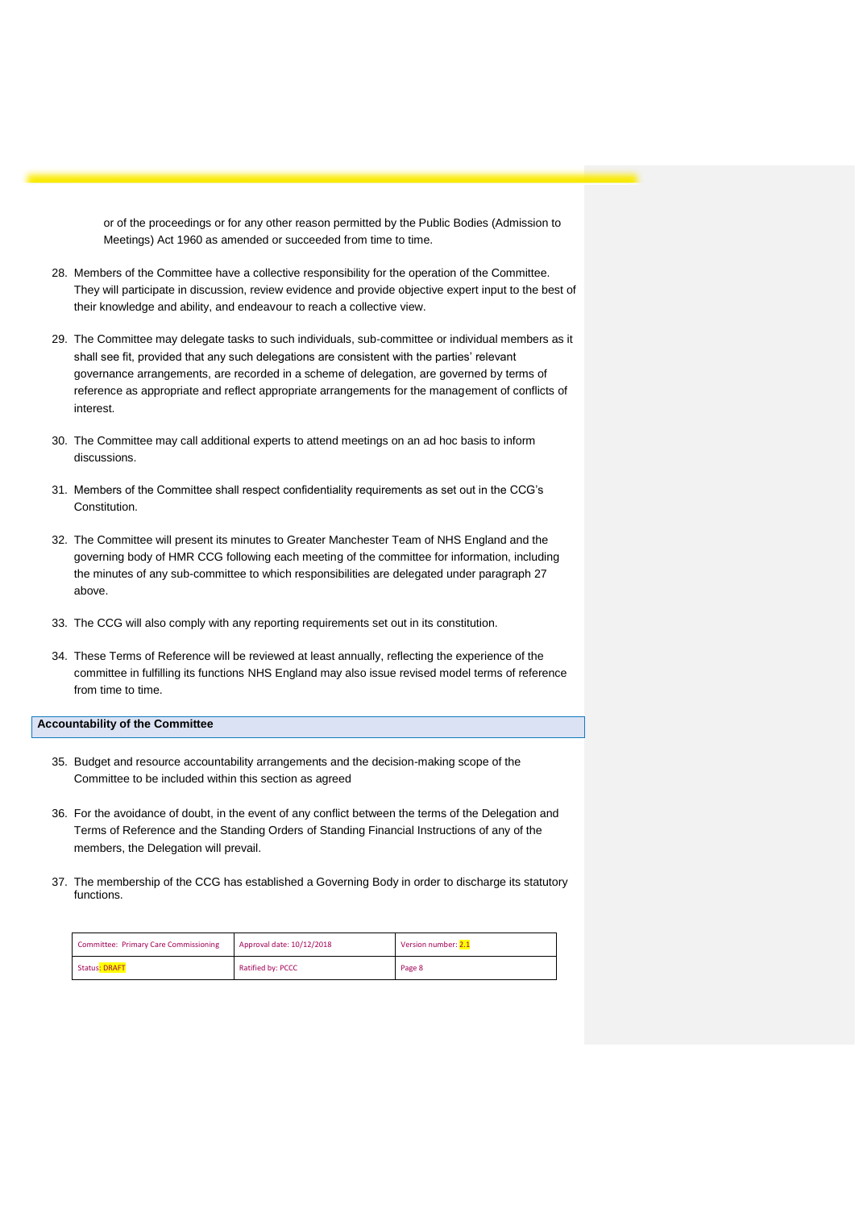or of the proceedings or for any other reason permitted by the Public Bodies (Admission to Meetings) Act 1960 as amended or succeeded from time to time.

28. Members of the Committee have a collective responsibility for the operation of the Committee. They will participate in discussion, review evidence and provide objective expert input to the best of their knowledge and ability, and endeavour to reach a collective view.

29. The Committee may delegate tasks to such individuals, sub-committee or individual members as it shall see fit, provided that any such delegations are consistent with the parties' relevant governance arrangements, are recorded in a scheme of delegation, are governed by terms of reference as appropriate and reflect appropriate arrangements for the management of conflicts of interest.

30. The Committee may call additional experts to attend meetings on an ad hoc basis to inform discussions.

31. Members of the Committee shall respect confidentiality requirements as set out in the CCG's Constitution.

32. The Committee will present its minutes to Greater Manchester Team of NHS England and the governing body of HMR CCG following each meeting of the committee for information, including the minutes of any sub-committee to which responsibilities are delegated under paragraph 27 above.

33. The CCG will also comply with any reporting requirements set out in its constitution.

34. These Terms of Reference will be reviewed at least annually, reflecting the experience of the committee in fulfilling its functions NHS England may also issue revised model terms of reference from time to time.

## Accountability of the Committee

35. Budget and resource accountability arrangements and the decision-making scope of the Committee to be included within this section as agreed

36. For the avoidance of doubt, in the event of any conflict between the terms of the Delegation and Terms of Reference and the Standing Orders of Standing Financial Instructions of any of the members, the Delegation will prevail.

37. The membership of the CCG has established a Governing Body in order to discharge its statutory functions.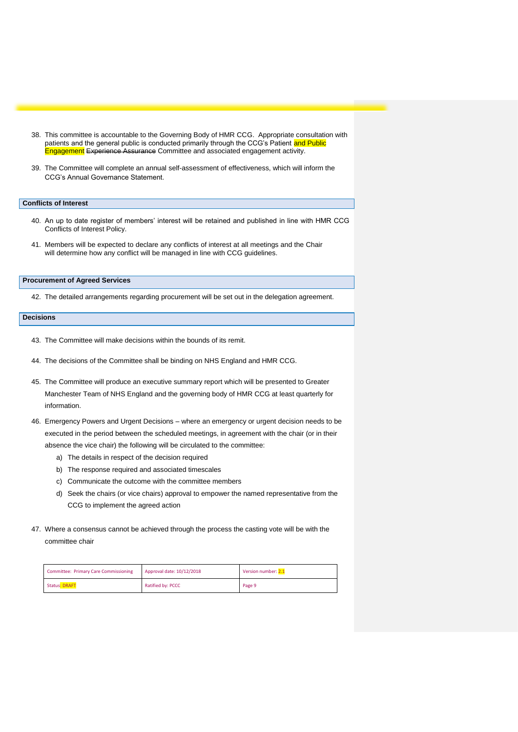38. This committee is accountable to the Governing Body of HMR CCG. Appropriate consultation with patients and the general public is conducted primarily through the CCG's Patient and Public Engagement ~~Experience Assurance~~ Committee and associated engagement activity.

39. The Committee will complete an annual self-assessment of effectiveness, which will inform the CCG's Annual Governance Statement.

## Conflicts of Interest

40. An up to date register of members' interest will be retained and published in line with HMR CCG Conflicts of Interest Policy.

41. Members will be expected to declare any conflicts of interest at all meetings and the Chair will determine how any conflict will be managed in line with CCG guidelines.

## Procurement of Agreed Services

42. The detailed arrangements regarding procurement will be set out in the delegation agreement.

## Decisions

43. The Committee will make decisions within the bounds of its remit.

44. The decisions of the Committee shall be binding on NHS England and HMR CCG.

45. The Committee will produce an executive summary report which will be presented to Greater Manchester Team of NHS England and the governing body of HMR CCG at least quarterly for information.

46. Emergency Powers and Urgent Decisions – where an emergency or urgent decision needs to be executed in the period between the scheduled meetings, in agreement with the chair (or in their absence the vice chair) the following will be circulated to the committee:
    a) The details in respect of the decision required
    b) The response required and associated timescales
    c) Communicate the outcome with the committee members
    d) Seek the chairs (or vice chairs) approval to empower the named representative from the CCG to implement the agreed action

47. Where a consensus cannot be achieved through the process the casting vote will be with the committee chair

| Committee: Primary Care Commissioning | Approval date: 10/12/2018 | Version number: 2.1 |
|---|---|---|
| Status: DRAFT | Ratified by: PCCC | Page 9 |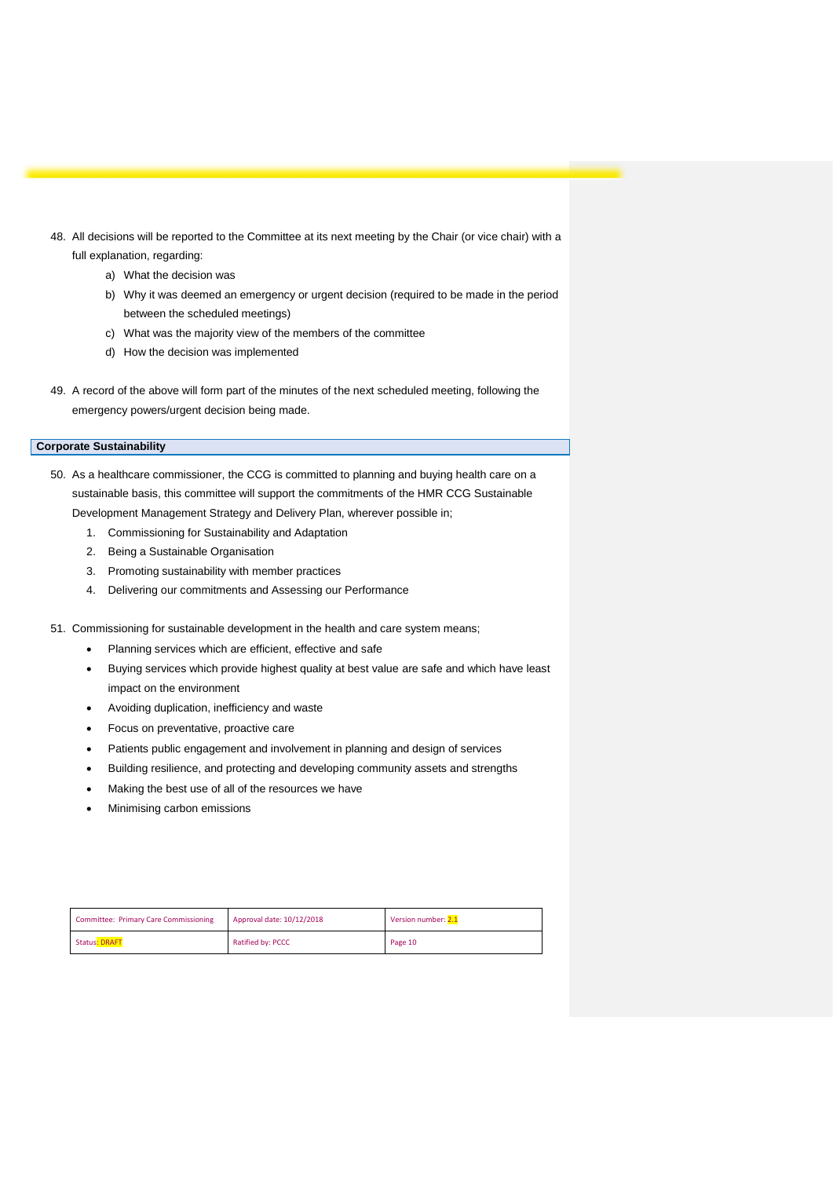48. All decisions will be reported to the Committee at its next meeting by the Chair (or vice chair) with a full explanation, regarding:
    a) What the decision was
    b) Why it was deemed an emergency or urgent decision (required to be made in the period between the scheduled meetings)
    c) What was the majority view of the members of the committee
    d) How the decision was implemented

49. A record of the above will form part of the minutes of the next scheduled meeting, following the emergency powers/urgent decision being made.

## Corporate Sustainability

50. As a healthcare commissioner, the CCG is committed to planning and buying health care on a sustainable basis, this committee will support the commitments of the HMR CCG Sustainable Development Management Strategy and Delivery Plan, wherever possible in;
    1. Commissioning for Sustainability and Adaptation
    2. Being a Sustainable Organisation
    3. Promoting sustainability with member practices
    4. Delivering our commitments and Assessing our Performance

51. Commissioning for sustainable development in the health and care system means;
    - Planning services which are efficient, effective and safe
    - Buying services which provide highest quality at best value are safe and which have least impact on the environment
    - Avoiding duplication, inefficiency and waste
    - Focus on preventative, proactive care
    - Patients public engagement and involvement in planning and design of services
    - Building resilience, and protecting and developing community assets and strengths
    - Making the best use of all of the resources we have
    - Minimising carbon emissions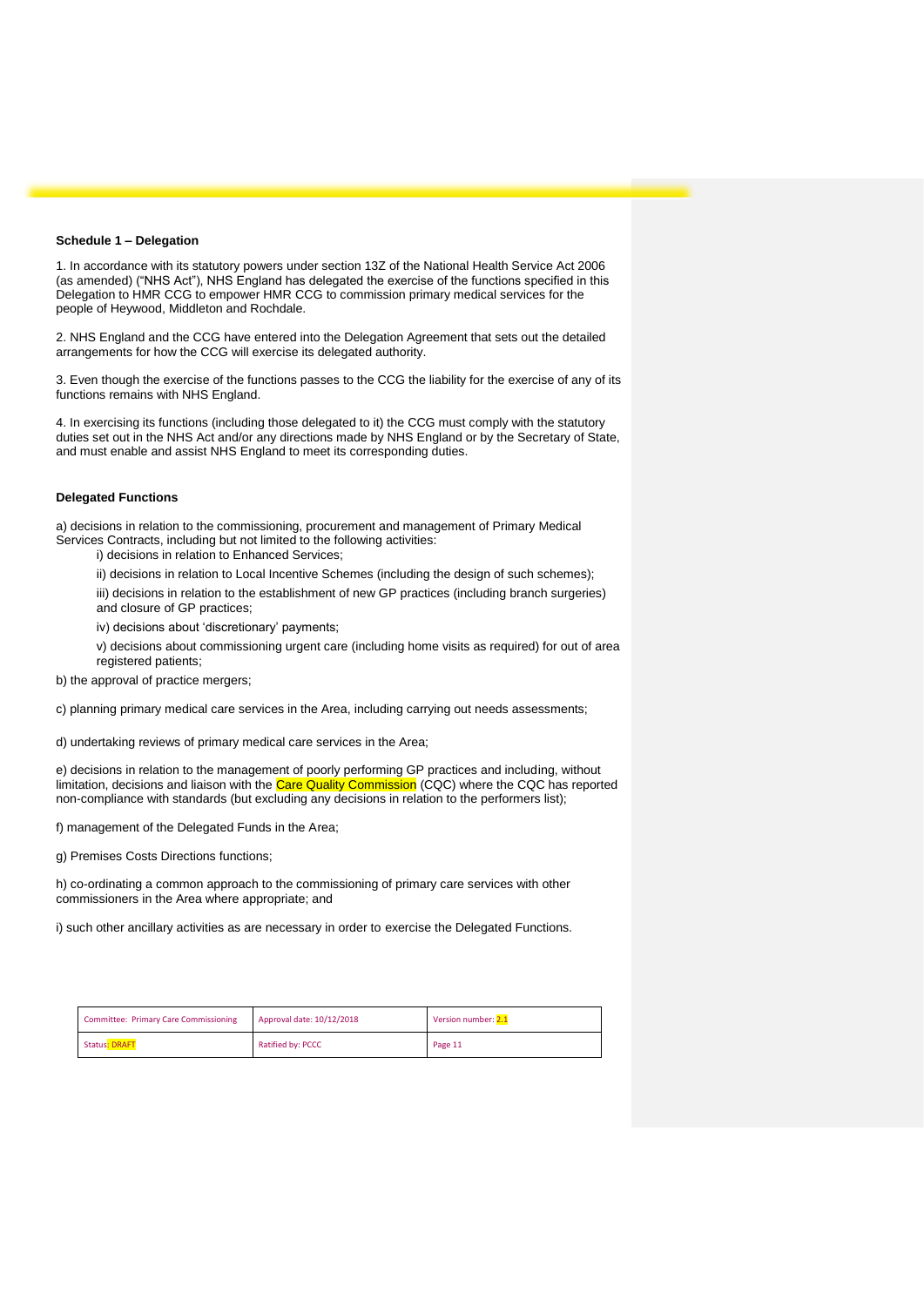### Schedule 1 – Delegation

1. In accordance with its statutory powers under section 13Z of the National Health Service Act 2006 (as amended) ("NHS Act"), NHS England has delegated the exercise of the functions specified in this Delegation to HMR CCG to empower HMR CCG to commission primary medical services for the people of Heywood, Middleton and Rochdale.

2. NHS England and the CCG have entered into the Delegation Agreement that sets out the detailed arrangements for how the CCG will exercise its delegated authority.

3. Even though the exercise of the functions passes to the CCG the liability for the exercise of any of its functions remains with NHS England.

4. In exercising its functions (including those delegated to it) the CCG must comply with the statutory duties set out in the NHS Act and/or any directions made by NHS England or by the Secretary of State, and must enable and assist NHS England to meet its corresponding duties.

### Delegated Functions

a) decisions in relation to the commissioning, procurement and management of Primary Medical Services Contracts, including but not limited to the following activities:

- i) decisions in relation to Enhanced Services;
- ii) decisions in relation to Local Incentive Schemes (including the design of such schemes);
- iii) decisions in relation to the establishment of new GP practices (including branch surgeries) and closure of GP practices;
- iv) decisions about 'discretionary' payments;
- v) decisions about commissioning urgent care (including home visits as required) for out of area registered patients;

b) the approval of practice mergers;

c) planning primary medical care services in the Area, including carrying out needs assessments;

d) undertaking reviews of primary medical care services in the Area;

e) decisions in relation to the management of poorly performing GP practices and including, without limitation, decisions and liaison with the Care Quality Commission (CQC) where the CQC has reported non-compliance with standards (but excluding any decisions in relation to the performers list);

f) management of the Delegated Funds in the Area;

g) Premises Costs Directions functions;

h) co-ordinating a common approach to the commissioning of primary care services with other commissioners in the Area where appropriate; and

i) such other ancillary activities as are necessary in order to exercise the Delegated Functions.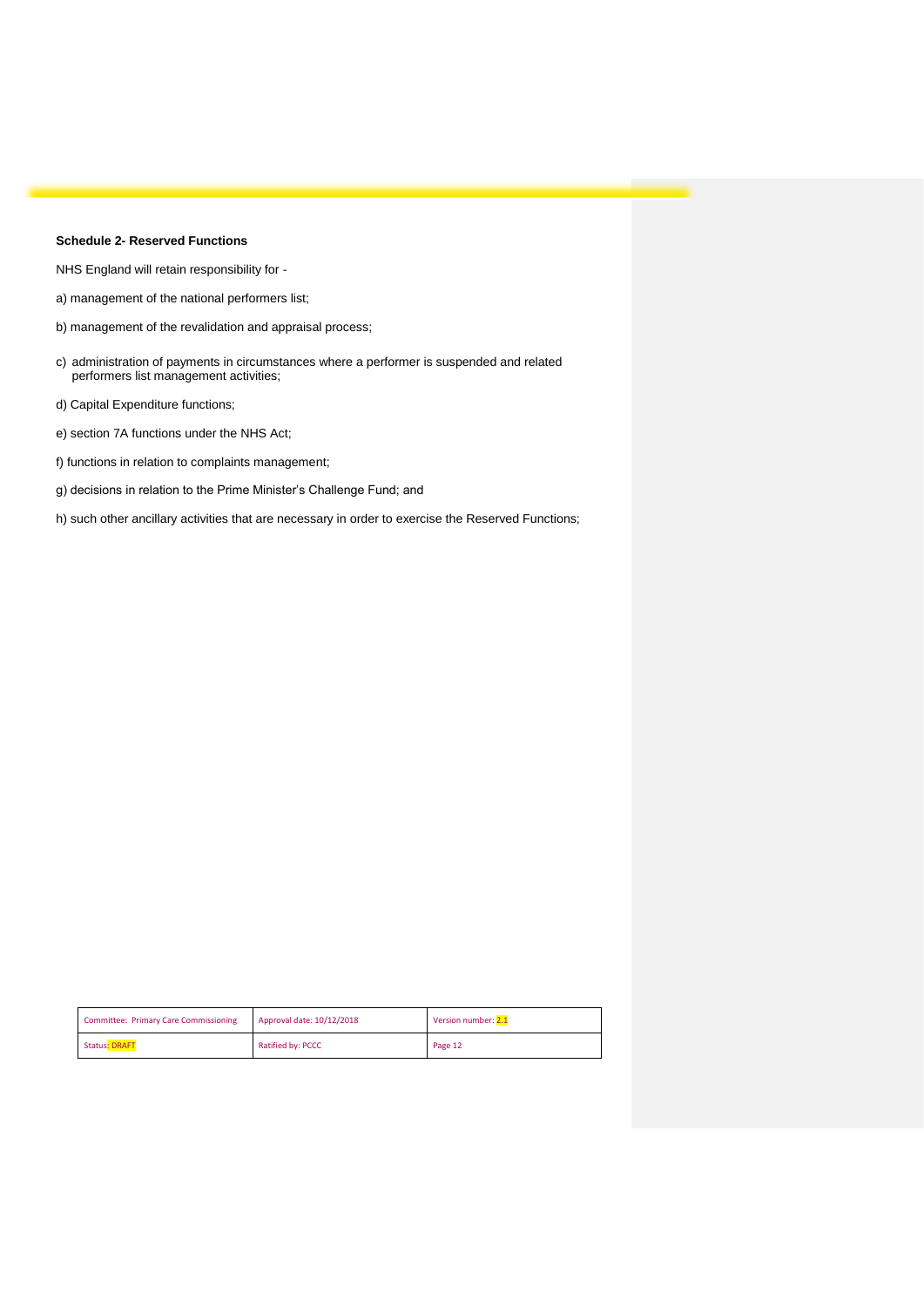**Schedule 2- Reserved Functions**

NHS England will retain responsibility for -

a) management of the national performers list;

b) management of the revalidation and appraisal process;

c) administration of payments in circumstances where a performer is suspended and related performers list management activities;

d) Capital Expenditure functions;

e) section 7A functions under the NHS Act;

f) functions in relation to complaints management;

g) decisions in relation to the Prime Minister's Challenge Fund; and

h) such other ancillary activities that are necessary in order to exercise the Reserved Functions;